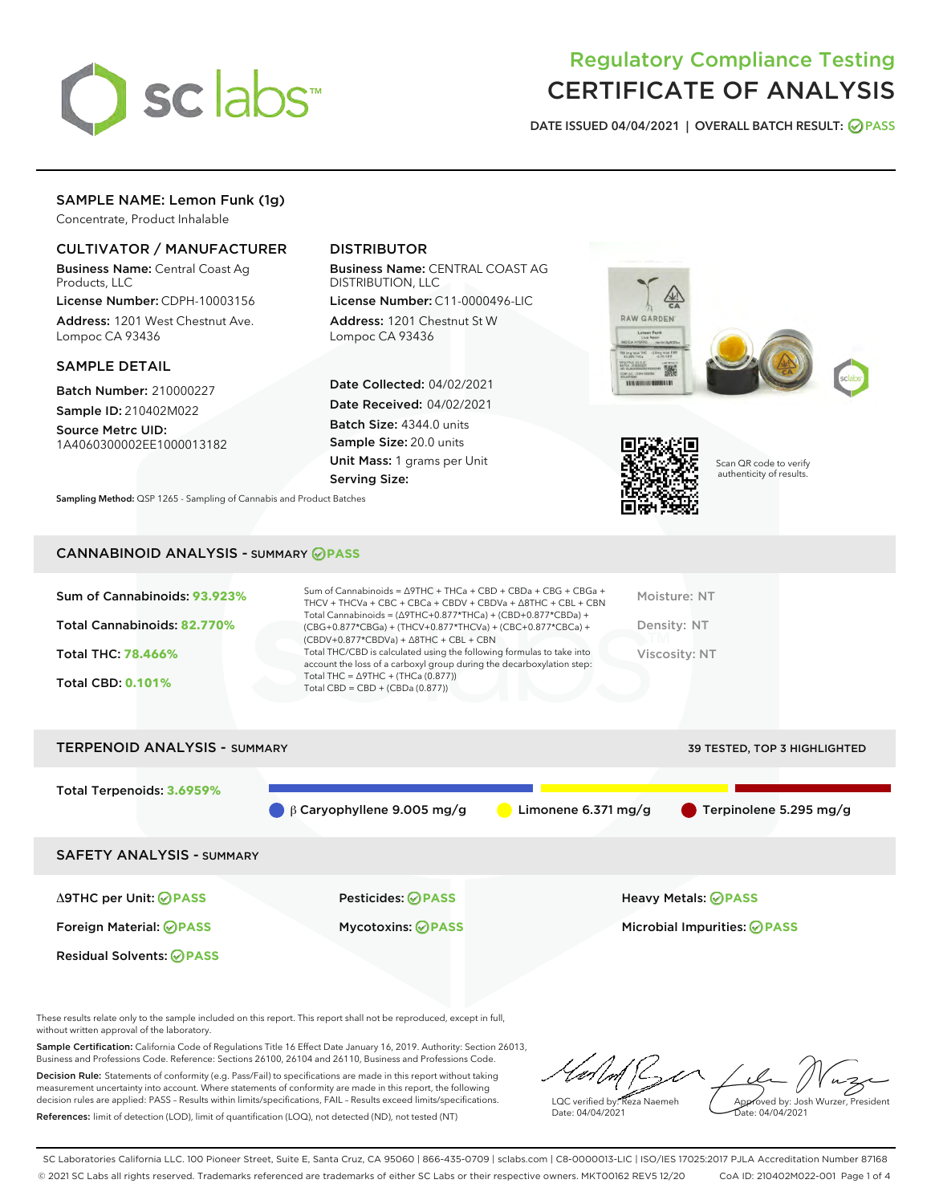# Regulatory Compliance Testing
# CERTIFICATE OF ANALYSIS

DATE ISSUED 04/04/2021 | OVERALL BATCH RESULT: PASS

## SAMPLE NAME: Lemon Funk (1g)

Concentrate, Product Inhalable

### CULTIVATOR / MANUFACTURER

**Business Name:** Central Coast Ag Products, LLC
**License Number:** CDPH-10003156
**Address:** 1201 West Chestnut Ave. Lompoc CA 93436

### DISTRIBUTOR

**Business Name:** CENTRAL COAST AG DISTRIBUTION, LLC
**License Number:** C11-0000496-LIC
**Address:** 1201 Chestnut St W Lompoc CA 93436

### SAMPLE DETAIL

**Batch Number:** 210000227
**Sample ID:** 210402M022
**Source Metrc UID:** 1A4060300002EE1000013182

**Date Collected:** 04/02/2021
**Date Received:** 04/02/2021
**Batch Size:** 4344.0 units
**Sample Size:** 20.0 units
**Unit Mass:** 1 grams per Unit
**Serving Size:**

Scan QR code to verify authenticity of results.

**Sampling Method:** QSP 1265 - Sampling of Cannabis and Product Batches

## CANNABINOID ANALYSIS - SUMMARY PASS

**Sum of Cannabinoids:** 93.923%
**Total Cannabinoids:** 82.770%
**Total THC:** 78.466%
**Total CBD:** 0.101%

Sum of Cannabinoids = Δ9THC + THCa + CBD + CBDa + CBG + CBGa + THCV + THCVa + CBC + CBCa + CBDV + CBDVa + Δ8THC + CBL + CBN
Total Cannabinoids = (Δ9THC+0.877*THCa) + (CBD+0.877*CBDa) + (CBG+0.877*CBGa) + (THCV+0.877*THCVa) + (CBC+0.877*CBCa) + (CBDV+0.877*CBDVa) + Δ8THC + CBL + CBN
Total THC/CBD is calculated using the following formulas to take into account the loss of a carboxyl group during the decarboxylation step:
Total THC = Δ9THC + (THCa (0.877))
Total CBD = CBD + (CBDa (0.877))

Moisture: NT
Density: NT
Viscosity: NT

## TERPENOID ANALYSIS - SUMMARY

39 TESTED, TOP 3 HIGHLIGHTED

**Total Terpenoids:** 3.6959%

β Caryophyllene 9.005 mg/g | Limonene 6.371 mg/g | Terpinolene 5.295 mg/g

## SAFETY ANALYSIS - SUMMARY

| | | |
|---|---|---|
| Δ9THC per Unit: PASS | Pesticides: PASS | Heavy Metals: PASS |
| Foreign Material: PASS | Mycotoxins: PASS | Microbial Impurities: PASS |
| Residual Solvents: PASS | | |

These results relate only to the sample included on this report. This report shall not be reproduced, except in full, without written approval of the laboratory.

**Sample Certification:** California Code of Regulations Title 16 Effect Date January 16, 2019. Authority: Section 26013, Business and Professions Code. Reference: Sections 26100, 26104 and 26110, Business and Professions Code.

**Decision Rule:** Statements of conformity (e.g. Pass/Fail) to specifications are made in this report without taking measurement uncertainty into account. Where statements of conformity are made in this report, the following decision rules are applied: PASS - Results within limits/specifications, FAIL - Results exceed limits/specifications.

**References:** limit of detection (LOD), limit of quantification (LOQ), not detected (ND), not tested (NT)

LQC verified by: Reza Naemeh
Date: 04/04/2021

Approved by: Josh Wurzer, President
Date: 04/04/2021

SC Laboratories California LLC. 100 Pioneer Street, Suite E, Santa Cruz, CA 95060 | 866-435-0709 | sclabs.com | C8-0000013-LIC | ISO/IES 17025:2017 PJLA Accreditation Number 87168
© 2021 SC Labs all rights reserved. Trademarks referenced are trademarks of either SC Labs or their respective owners. MKT00162 REV5 12/20 CoA ID: 210402M022-001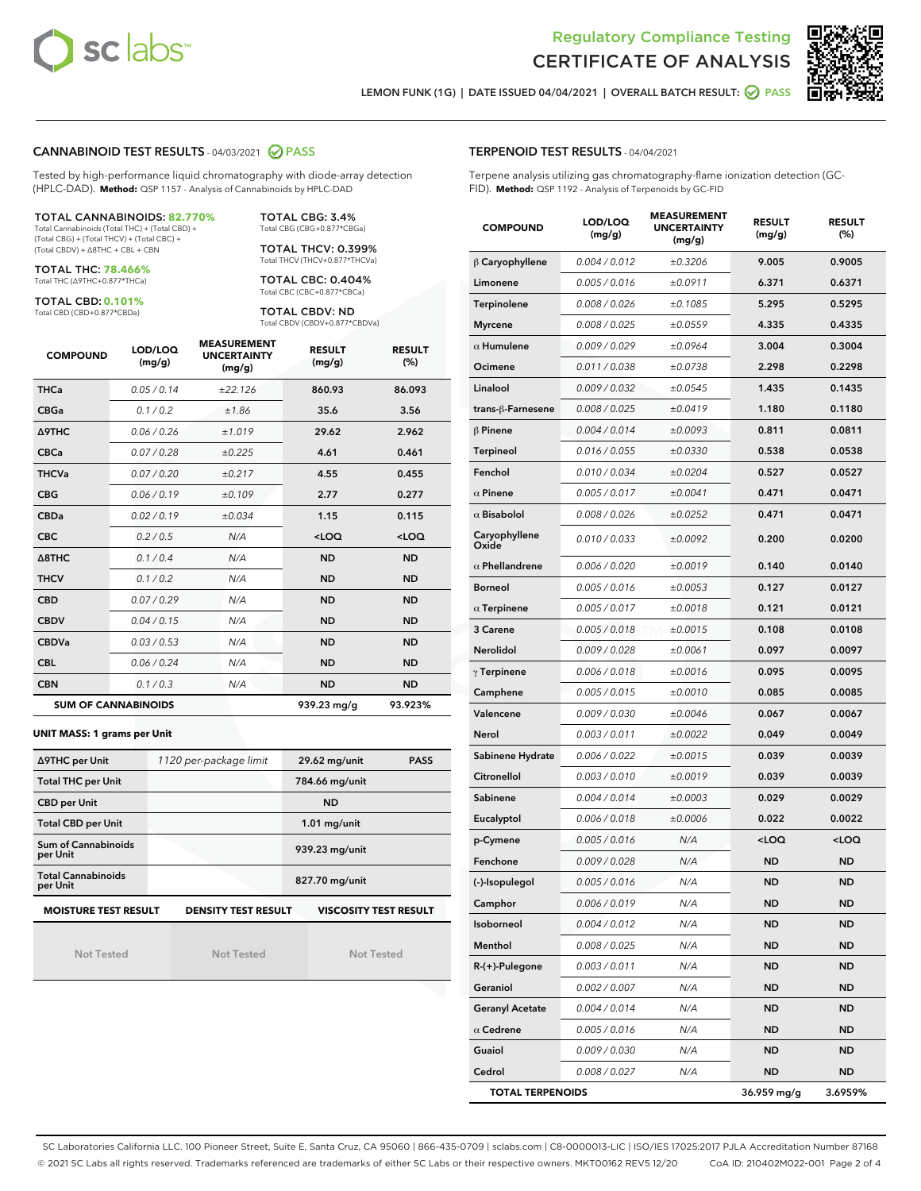Regulatory Compliance Testing
CERTIFICATE OF ANALYSIS

LEMON FUNK (1G) | DATE ISSUED 04/04/2021 | OVERALL BATCH RESULT: PASS

## CANNABINOID TEST RESULTS - 04/03/2021 PASS

Tested by high-performance liquid chromatography with diode-array detection (HPLC-DAD). **Method:** QSP 1157 - Analysis of Cannabinoids by HPLC-DAD

**TOTAL CANNABINOIDS: 82.770%**
Total Cannabinoids (Total THC) + (Total CBD) + (Total CBG) + (Total THCV) + (Total CBC) + (Total CBDV) + Δ8THC + CBL + CBN

**TOTAL THC: 78.466%**
Total THC (Δ9THC+0.877*THCa)

**TOTAL CBD: 0.101%**
Total CBD (CBD+0.877*CBDa)

**TOTAL CBG: 3.4%**
Total CBG (CBG+0.877*CBGa)

**TOTAL THCV: 0.399%**
Total THCV (THCV+0.877*THCVa)

**TOTAL CBC: 0.404%**
Total CBC (CBC+0.877*CBCa)

**TOTAL CBDV: ND**
Total CBDV (CBDV+0.877*CBDVa)

| COMPOUND | LOD/LOQ (mg/g) | MEASUREMENT UNCERTAINTY (mg/g) | RESULT (mg/g) | RESULT (%) |
|---|---|---|---|---|
| THCa | 0.05 / 0.14 | ±22.126 | 860.93 | 86.093 |
| CBGa | 0.1 / 0.2 | ±1.86 | 35.6 | 3.56 |
| Δ9THC | 0.06 / 0.26 | ±1.019 | 29.62 | 2.962 |
| CBCa | 0.07 / 0.28 | ±0.225 | 4.61 | 0.461 |
| THCVa | 0.07 / 0.20 | ±0.217 | 4.55 | 0.455 |
| CBG | 0.06 / 0.19 | ±0.109 | 2.77 | 0.277 |
| CBDa | 0.02 / 0.19 | ±0.034 | 1.15 | 0.115 |
| CBC | 0.2 / 0.5 | N/A | <LOQ | <LOQ |
| Δ8THC | 0.1 / 0.4 | N/A | ND | ND |
| THCV | 0.1 / 0.2 | N/A | ND | ND |
| CBD | 0.07 / 0.29 | N/A | ND | ND |
| CBDV | 0.04 / 0.15 | N/A | ND | ND |
| CBDVa | 0.03 / 0.53 | N/A | ND | ND |
| CBL | 0.06 / 0.24 | N/A | ND | ND |
| CBN | 0.1 / 0.3 | N/A | ND | ND |
| **SUM OF CANNABINOIDS** | | | 939.23 mg/g | 93.923% |

**UNIT MASS: 1 grams per Unit**

| | | | |
|---|---|---|---|
| Δ9THC per Unit | 1120 per-package limit | 29.62 mg/unit | PASS |
| Total THC per Unit | | 784.66 mg/unit | |
| CBD per Unit | | ND | |
| Total CBD per Unit | | 1.01 mg/unit | |
| Sum of Cannabinoids per Unit | | 939.23 mg/unit | |
| Total Cannabinoids per Unit | | 827.70 mg/unit | |

| MOISTURE TEST RESULT | DENSITY TEST RESULT | VISCOSITY TEST RESULT |
|---|---|---|
| Not Tested | Not Tested | Not Tested |

## TERPENOID TEST RESULTS - 04/04/2021

Terpene analysis utilizing gas chromatography-flame ionization detection (GC-FID). **Method:** QSP 1192 - Analysis of Terpenoids by GC-FID

| COMPOUND | LOD/LOQ (mg/g) | MEASUREMENT UNCERTAINTY (mg/g) | RESULT (mg/g) | RESULT (%) |
|---|---|---|---|---|
| β Caryophyllene | 0.004 / 0.012 | ±0.3206 | 9.005 | 0.9005 |
| Limonene | 0.005 / 0.016 | ±0.0911 | 6.371 | 0.6371 |
| Terpinolene | 0.008 / 0.026 | ±0.1085 | 5.295 | 0.5295 |
| Myrcene | 0.008 / 0.025 | ±0.0559 | 4.335 | 0.4335 |
| α Humulene | 0.009 / 0.029 | ±0.0964 | 3.004 | 0.3004 |
| Ocimene | 0.011 / 0.038 | ±0.0738 | 2.298 | 0.2298 |
| Linalool | 0.009 / 0.032 | ±0.0545 | 1.435 | 0.1435 |
| trans-β-Farnesene | 0.008 / 0.025 | ±0.0419 | 1.180 | 0.1180 |
| β Pinene | 0.004 / 0.014 | ±0.0093 | 0.811 | 0.0811 |
| Terpineol | 0.016 / 0.055 | ±0.0330 | 0.538 | 0.0538 |
| Fenchol | 0.010 / 0.034 | ±0.0204 | 0.527 | 0.0527 |
| α Pinene | 0.005 / 0.017 | ±0.0041 | 0.471 | 0.0471 |
| α Bisabolol | 0.008 / 0.026 | ±0.0252 | 0.471 | 0.0471 |
| Caryophyllene Oxide | 0.010 / 0.033 | ±0.0092 | 0.200 | 0.0200 |
| α Phellandrene | 0.006 / 0.020 | ±0.0019 | 0.140 | 0.0140 |
| Borneol | 0.005 / 0.016 | ±0.0053 | 0.127 | 0.0127 |
| α Terpinene | 0.005 / 0.017 | ±0.0018 | 0.121 | 0.0121 |
| 3 Carene | 0.005 / 0.018 | ±0.0015 | 0.108 | 0.0108 |
| Nerolidol | 0.009 / 0.028 | ±0.0061 | 0.097 | 0.0097 |
| γ Terpinene | 0.006 / 0.018 | ±0.0016 | 0.095 | 0.0095 |
| Camphene | 0.005 / 0.015 | ±0.0010 | 0.085 | 0.0085 |
| Valencene | 0.009 / 0.030 | ±0.0046 | 0.067 | 0.0067 |
| Nerol | 0.003 / 0.011 | ±0.0022 | 0.049 | 0.0049 |
| Sabinene Hydrate | 0.006 / 0.022 | ±0.0015 | 0.039 | 0.0039 |
| Citronellol | 0.003 / 0.010 | ±0.0019 | 0.039 | 0.0039 |
| Sabinene | 0.004 / 0.014 | ±0.0003 | 0.029 | 0.0029 |
| Eucalyptol | 0.006 / 0.018 | ±0.0006 | 0.022 | 0.0022 |
| p-Cymene | 0.005 / 0.016 | N/A | <LOQ | <LOQ |
| Fenchone | 0.009 / 0.028 | N/A | ND | ND |
| (-)-Isopulegol | 0.005 / 0.016 | N/A | ND | ND |
| Camphor | 0.006 / 0.019 | N/A | ND | ND |
| Isoborneol | 0.004 / 0.012 | N/A | ND | ND |
| Menthol | 0.008 / 0.025 | N/A | ND | ND |
| R-(+)-Pulegone | 0.003 / 0.011 | N/A | ND | ND |
| Geraniol | 0.002 / 0.007 | N/A | ND | ND |
| Geranyl Acetate | 0.004 / 0.014 | N/A | ND | ND |
| α Cedrene | 0.005 / 0.016 | N/A | ND | ND |
| Guaiol | 0.009 / 0.030 | N/A | ND | ND |
| Cedrol | 0.008 / 0.027 | N/A | ND | ND |
| **TOTAL TERPENOIDS** | | | 36.959 mg/g | 3.6959% |

SC Laboratories California LLC. 100 Pioneer Street, Suite E, Santa Cruz, CA 95060 | 866-435-0709 | sclabs.com | C8-0000013-LIC | ISO/IES 17025:2017 PJLA Accreditation Number 87168
© 2021 SC Labs all rights reserved. Trademarks referenced are trademarks of either SC Labs or their respective owners. MKT00162 REV5 12/20 CoA ID: 210402M022-001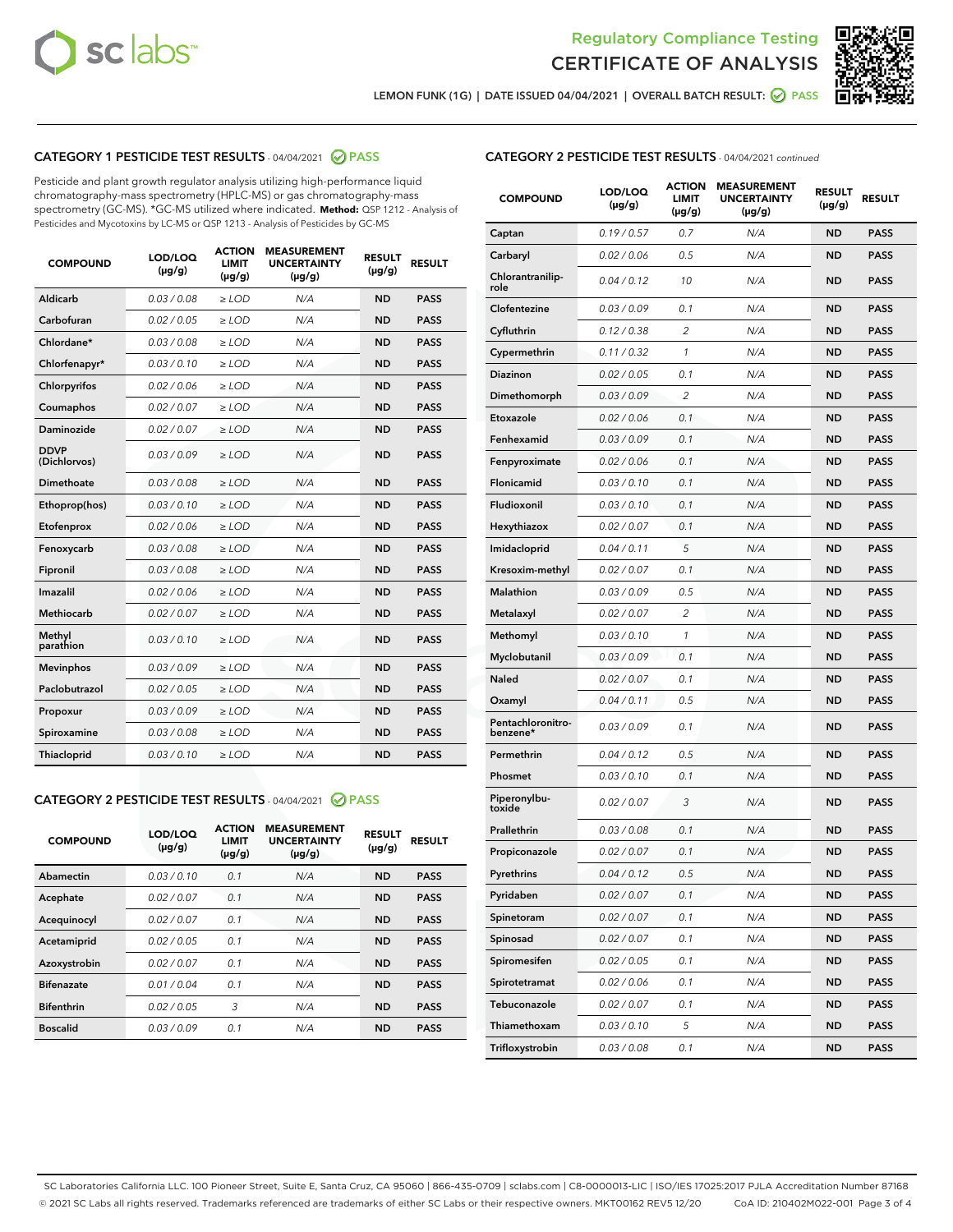LEMON FUNK (1G) | DATE ISSUED 04/04/2021 | OVERALL BATCH RESULT: PASS

## CATEGORY 1 PESTICIDE TEST RESULTS - 04/04/2021 PASS

Pesticide and plant growth regulator analysis utilizing high-performance liquid chromatography-mass spectrometry (HPLC-MS) or gas chromatography-mass spectrometry (GC-MS). *GC-MS utilized where indicated. **Method:** QSP 1212 - Analysis of Pesticides and Mycotoxins by LC-MS or QSP 1213 - Analysis of Pesticides by GC-MS

| COMPOUND | LOD/LOQ (µg/g) | ACTION LIMIT (µg/g) | MEASUREMENT UNCERTAINTY (µg/g) | RESULT (µg/g) | RESULT |
|---|---|---|---|---|---|
| Aldicarb | 0.03 / 0.08 | ≥ LOD | N/A | ND | PASS |
| Carbofuran | 0.02 / 0.05 | ≥ LOD | N/A | ND | PASS |
| Chlordane* | 0.03 / 0.08 | ≥ LOD | N/A | ND | PASS |
| Chlorfenapyr* | 0.03 / 0.10 | ≥ LOD | N/A | ND | PASS |
| Chlorpyrifos | 0.02 / 0.06 | ≥ LOD | N/A | ND | PASS |
| Coumaphos | 0.02 / 0.07 | ≥ LOD | N/A | ND | PASS |
| Daminozide | 0.02 / 0.07 | ≥ LOD | N/A | ND | PASS |
| DDVP (Dichlorvos) | 0.03 / 0.09 | ≥ LOD | N/A | ND | PASS |
| Dimethoate | 0.03 / 0.08 | ≥ LOD | N/A | ND | PASS |
| Ethoprop(hos) | 0.03 / 0.10 | ≥ LOD | N/A | ND | PASS |
| Etofenprox | 0.02 / 0.06 | ≥ LOD | N/A | ND | PASS |
| Fenoxycarb | 0.03 / 0.08 | ≥ LOD | N/A | ND | PASS |
| Fipronil | 0.03 / 0.08 | ≥ LOD | N/A | ND | PASS |
| Imazalil | 0.02 / 0.06 | ≥ LOD | N/A | ND | PASS |
| Methiocarb | 0.02 / 0.07 | ≥ LOD | N/A | ND | PASS |
| Methyl parathion | 0.03 / 0.10 | ≥ LOD | N/A | ND | PASS |
| Mevinphos | 0.03 / 0.09 | ≥ LOD | N/A | ND | PASS |
| Paclobutrazol | 0.02 / 0.05 | ≥ LOD | N/A | ND | PASS |
| Propoxur | 0.03 / 0.09 | ≥ LOD | N/A | ND | PASS |
| Spiroxamine | 0.03 / 0.08 | ≥ LOD | N/A | ND | PASS |
| Thiacloprid | 0.03 / 0.10 | ≥ LOD | N/A | ND | PASS |

## CATEGORY 2 PESTICIDE TEST RESULTS - 04/04/2021 PASS

| COMPOUND | LOD/LOQ (µg/g) | ACTION LIMIT (µg/g) | MEASUREMENT UNCERTAINTY (µg/g) | RESULT (µg/g) | RESULT |
|---|---|---|---|---|---|
| Abamectin | 0.03 / 0.10 | 0.1 | N/A | ND | PASS |
| Acephate | 0.02 / 0.07 | 0.1 | N/A | ND | PASS |
| Acequinocyl | 0.02 / 0.07 | 0.1 | N/A | ND | PASS |
| Acetamiprid | 0.02 / 0.05 | 0.1 | N/A | ND | PASS |
| Azoxystrobin | 0.02 / 0.07 | 0.1 | N/A | ND | PASS |
| Bifenazate | 0.01 / 0.04 | 0.1 | N/A | ND | PASS |
| Bifenthrin | 0.02 / 0.05 | 3 | N/A | ND | PASS |
| Boscalid | 0.03 / 0.09 | 0.1 | N/A | ND | PASS |
| Captan | 0.19 / 0.57 | 0.7 | N/A | ND | PASS |
| Carbaryl | 0.02 / 0.06 | 0.5 | N/A | ND | PASS |
| Chlorantraniliprole | 0.04 / 0.12 | 10 | N/A | ND | PASS |
| Clofentezine | 0.03 / 0.09 | 0.1 | N/A | ND | PASS |
| Cyfluthrin | 0.12 / 0.38 | 2 | N/A | ND | PASS |
| Cypermethrin | 0.11 / 0.32 | 1 | N/A | ND | PASS |
| Diazinon | 0.02 / 0.05 | 0.1 | N/A | ND | PASS |
| Dimethomorph | 0.03 / 0.09 | 2 | N/A | ND | PASS |
| Etoxazole | 0.02 / 0.06 | 0.1 | N/A | ND | PASS |
| Fenhexamid | 0.03 / 0.09 | 0.1 | N/A | ND | PASS |
| Fenpyroximate | 0.02 / 0.06 | 0.1 | N/A | ND | PASS |
| Flonicamid | 0.03 / 0.10 | 0.1 | N/A | ND | PASS |
| Fludioxonil | 0.03 / 0.10 | 0.1 | N/A | ND | PASS |
| Hexythiazox | 0.02 / 0.07 | 0.1 | N/A | ND | PASS |
| Imidacloprid | 0.04 / 0.11 | 5 | N/A | ND | PASS |
| Kresoxim-methyl | 0.02 / 0.07 | 0.1 | N/A | ND | PASS |
| Malathion | 0.03 / 0.09 | 0.5 | N/A | ND | PASS |
| Metalaxyl | 0.02 / 0.07 | 2 | N/A | ND | PASS |
| Methomyl | 0.03 / 0.10 | 1 | N/A | ND | PASS |
| Myclobutanil | 0.03 / 0.09 | 0.1 | N/A | ND | PASS |
| Naled | 0.02 / 0.07 | 0.1 | N/A | ND | PASS |
| Oxamyl | 0.04 / 0.11 | 0.5 | N/A | ND | PASS |
| Pentachloronitrobenzene* | 0.03 / 0.09 | 0.1 | N/A | ND | PASS |
| Permethrin | 0.04 / 0.12 | 0.5 | N/A | ND | PASS |
| Phosmet | 0.03 / 0.10 | 0.1 | N/A | ND | PASS |
| Piperonylbutoxide | 0.02 / 0.07 | 3 | N/A | ND | PASS |
| Prallethrin | 0.03 / 0.08 | 0.1 | N/A | ND | PASS |
| Propiconazole | 0.02 / 0.07 | 0.1 | N/A | ND | PASS |
| Pyrethrins | 0.04 / 0.12 | 0.5 | N/A | ND | PASS |
| Pyridaben | 0.02 / 0.07 | 0.1 | N/A | ND | PASS |
| Spinetoram | 0.02 / 0.07 | 0.1 | N/A | ND | PASS |
| Spinosad | 0.02 / 0.07 | 0.1 | N/A | ND | PASS |
| Spiromesifen | 0.02 / 0.05 | 0.1 | N/A | ND | PASS |
| Spirotetramat | 0.02 / 0.06 | 0.1 | N/A | ND | PASS |
| Tebuconazole | 0.02 / 0.07 | 0.1 | N/A | ND | PASS |
| Thiamethoxam | 0.03 / 0.10 | 5 | N/A | ND | PASS |
| Trifloxystrobin | 0.03 / 0.08 | 0.1 | N/A | ND | PASS |

SC Laboratories California LLC. 100 Pioneer Street, Suite E, Santa Cruz, CA 95060 | 866-435-0709 | sclabs.com | C8-0000013-LIC | ISO/IES 17025:2017 PJLA Accreditation Number 87168
© 2021 SC Labs all rights reserved. Trademarks referenced are trademarks of either SC Labs or their respective owners. MKT00162 REV5 12/20 CoA ID: 210402M022-001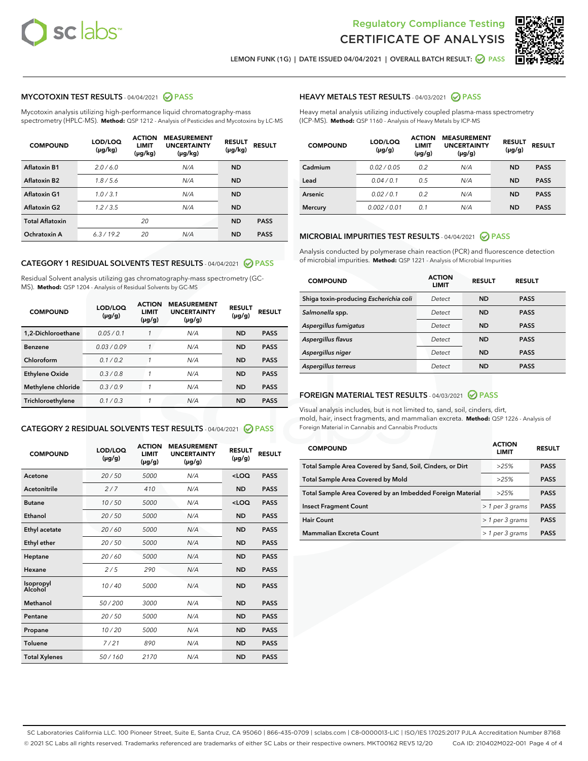Regulatory Compliance Testing
CERTIFICATE OF ANALYSIS

LEMON FUNK (1G) | DATE ISSUED 04/04/2021 | OVERALL BATCH RESULT: PASS

## MYCOTOXIN TEST RESULTS - 04/04/2021 PASS

Mycotoxin analysis utilizing high-performance liquid chromatography-mass spectrometry (HPLC-MS). **Method:** QSP 1212 - Analysis of Pesticides and Mycotoxins by LC-MS

| COMPOUND | LOD/LOQ (µg/kg) | ACTION LIMIT (µg/kg) | MEASUREMENT UNCERTAINTY (µg/kg) | RESULT (µg/kg) | RESULT |
|---|---|---|---|---|---|
| Aflatoxin B1 | 2.0 / 6.0 | | N/A | ND | |
| Aflatoxin B2 | 1.8 / 5.6 | | N/A | ND | |
| Aflatoxin G1 | 1.0 / 3.1 | | N/A | ND | |
| Aflatoxin G2 | 1.2 / 3.5 | | N/A | ND | |
| Total Aflatoxin | | 20 | | ND | PASS |
| Ochratoxin A | 6.3 / 19.2 | 20 | N/A | ND | PASS |

## CATEGORY 1 RESIDUAL SOLVENTS TEST RESULTS - 04/04/2021 PASS

Residual Solvent analysis utilizing gas chromatography-mass spectrometry (GC-MS). **Method:** QSP 1204 - Analysis of Residual Solvents by GC-MS

| COMPOUND | LOD/LOQ (µg/g) | ACTION LIMIT (µg/g) | MEASUREMENT UNCERTAINTY (µg/g) | RESULT (µg/g) | RESULT |
|---|---|---|---|---|---|
| 1,2-Dichloroethane | 0.05 / 0.1 | 1 | N/A | ND | PASS |
| Benzene | 0.03 / 0.09 | 1 | N/A | ND | PASS |
| Chloroform | 0.1 / 0.2 | 1 | N/A | ND | PASS |
| Ethylene Oxide | 0.3 / 0.8 | 1 | N/A | ND | PASS |
| Methylene chloride | 0.3 / 0.9 | 1 | N/A | ND | PASS |
| Trichloroethylene | 0.1 / 0.3 | 1 | N/A | ND | PASS |

## CATEGORY 2 RESIDUAL SOLVENTS TEST RESULTS - 04/04/2021 PASS

| COMPOUND | LOD/LOQ (µg/g) | ACTION LIMIT (µg/g) | MEASUREMENT UNCERTAINTY (µg/g) | RESULT (µg/g) | RESULT |
|---|---|---|---|---|---|
| Acetone | 20 / 50 | 5000 | N/A | <LOQ | PASS |
| Acetonitrile | 2 / 7 | 410 | N/A | ND | PASS |
| Butane | 10 / 50 | 5000 | N/A | <LOQ | PASS |
| Ethanol | 20 / 50 | 5000 | N/A | ND | PASS |
| Ethyl acetate | 20 / 60 | 5000 | N/A | ND | PASS |
| Ethyl ether | 20 / 50 | 5000 | N/A | ND | PASS |
| Heptane | 20 / 60 | 5000 | N/A | ND | PASS |
| Hexane | 2 / 5 | 290 | N/A | ND | PASS |
| Isopropyl Alcohol | 10 / 40 | 5000 | N/A | ND | PASS |
| Methanol | 50 / 200 | 3000 | N/A | ND | PASS |
| Pentane | 20 / 50 | 5000 | N/A | ND | PASS |
| Propane | 10 / 20 | 5000 | N/A | ND | PASS |
| Toluene | 7 / 21 | 890 | N/A | ND | PASS |
| Total Xylenes | 50 / 160 | 2170 | N/A | ND | PASS |

## HEAVY METALS TEST RESULTS - 04/03/2021 PASS

Heavy metal analysis utilizing inductively coupled plasma-mass spectrometry (ICP-MS). **Method:** QSP 1160 - Analysis of Heavy Metals by ICP-MS

| COMPOUND | LOD/LOQ (µg/g) | ACTION LIMIT (µg/g) | MEASUREMENT UNCERTAINTY (µg/g) | RESULT (µg/g) | RESULT |
|---|---|---|---|---|---|
| Cadmium | 0.02 / 0.05 | 0.2 | N/A | ND | PASS |
| Lead | 0.04 / 0.1 | 0.5 | N/A | ND | PASS |
| Arsenic | 0.02 / 0.1 | 0.2 | N/A | ND | PASS |
| Mercury | 0.002 / 0.01 | 0.1 | N/A | ND | PASS |

## MICROBIAL IMPURITIES TEST RESULTS - 04/04/2021 PASS

Analysis conducted by polymerase chain reaction (PCR) and fluorescence detection of microbial impurities. **Method:** QSP 1221 - Analysis of Microbial Impurities

| COMPOUND | ACTION LIMIT | RESULT | RESULT |
|---|---|---|---|
| *Shiga toxin-producing Escherichia coli* | Detect | ND | PASS |
| *Salmonella* spp. | Detect | ND | PASS |
| *Aspergillus fumigatus* | Detect | ND | PASS |
| *Aspergillus flavus* | Detect | ND | PASS |
| *Aspergillus niger* | Detect | ND | PASS |
| *Aspergillus terreus* | Detect | ND | PASS |

## FOREIGN MATERIAL TEST RESULTS - 04/03/2021 PASS

Visual analysis includes, but is not limited to, sand, soil, cinders, dirt, mold, hair, insect fragments, and mammalian excreta. **Method:** QSP 1226 - Analysis of Foreign Material in Cannabis and Cannabis Products

| COMPOUND | ACTION LIMIT | RESULT |
|---|---|---|
| Total Sample Area Covered by Sand, Soil, Cinders, or Dirt | >25% | PASS |
| Total Sample Area Covered by Mold | >25% | PASS |
| Total Sample Area Covered by an Imbedded Foreign Material | >25% | PASS |
| Insect Fragment Count | > 1 per 3 grams | PASS |
| Hair Count | > 1 per 3 grams | PASS |
| Mammalian Excreta Count | > 1 per 3 grams | PASS |

SC Laboratories California LLC. 100 Pioneer Street, Suite E, Santa Cruz, CA 95060 | 866-435-0709 | sclabs.com | C8-0000013-LIC | ISO/IES 17025:2017 PJLA Accreditation Number 87168
© 2021 SC Labs all rights reserved. Trademarks referenced are trademarks of either SC Labs or their respective owners. MKT00162 REV5 12/20 CoA ID: 210402M022-001